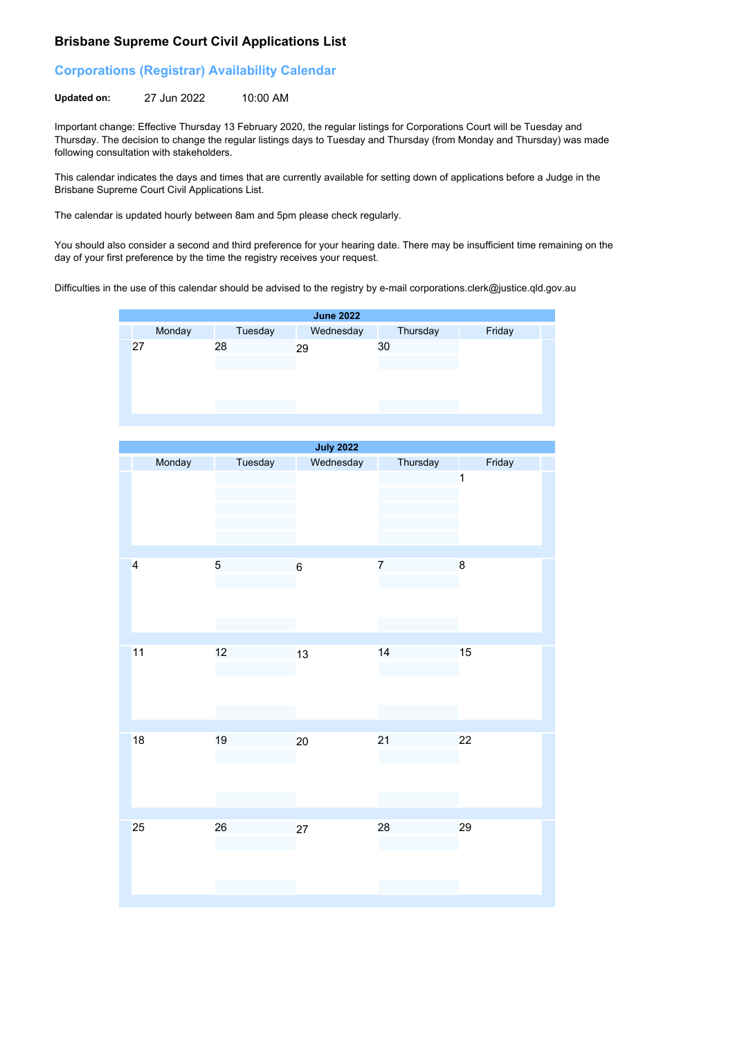# Brisbane Supreme Court Civil Applications List

## Corporations (Registrar) Availability Calendar

**Updated on:** 27 Jun 2022 10:00 AM

Important change: Effective Thursday 13 February 2020, the regular listings for Corporations Court will be Tuesday and Thursday. The decision to change the regular listings days to Tuesday and Thursday (from Monday and Thursday) was made following consultation with stakeholders.

This calendar indicates the days and times that are currently available for setting down of applications before a Judge in the Brisbane Supreme Court Civil Applications List.

The calendar is updated hourly between 8am and 5pm please check regularly.

You should also consider a second and third preference for your hearing date. There may be insufficient time remaining on the day of your first preference by the time the registry receives your request.

Difficulties in the use of this calendar should be advised to the registry by e-mail corporations.clerk@justice.qld.gov.au

**June 2022**

| Monday | Tuesday | Wednesday | Thursday | Friday |
|---|---|---|---|---|
| 27 | 28 | 29 | 30 | |

**July 2022**

| Monday | Tuesday | Wednesday | Thursday | Friday |
|---|---|---|---|---|
| | | | | 1 |
| 4 | 5 | 6 | 7 | 8 |
| 11 | 12 | 13 | 14 | 15 |
| 18 | 19 | 20 | 21 | 22 |
| 25 | 26 | 27 | 28 | 29 |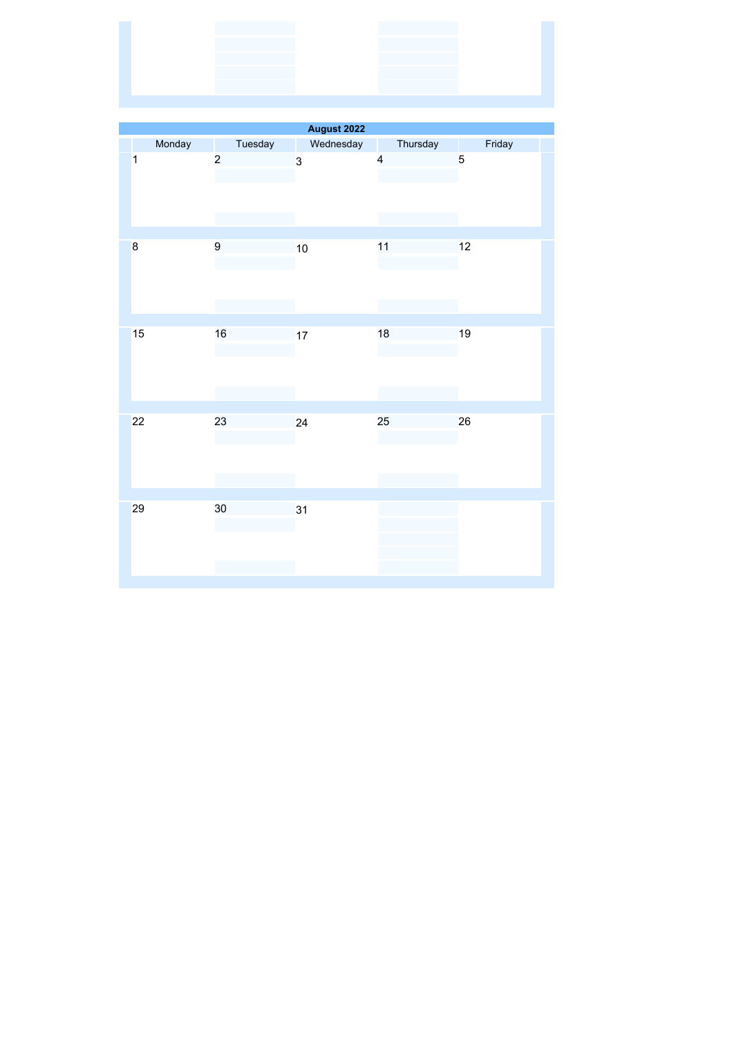| August 2022 | | | | |
|---|---|---|---|---|
| Monday | Tuesday | Wednesday | Thursday | Friday |
| 1 | 2 | 3 | 4 | 5 |
| 8 | 9 | 10 | 11 | 12 |
| 15 | 16 | 17 | 18 | 19 |
| 22 | 23 | 24 | 25 | 26 |
| 29 | 30 | 31 | | |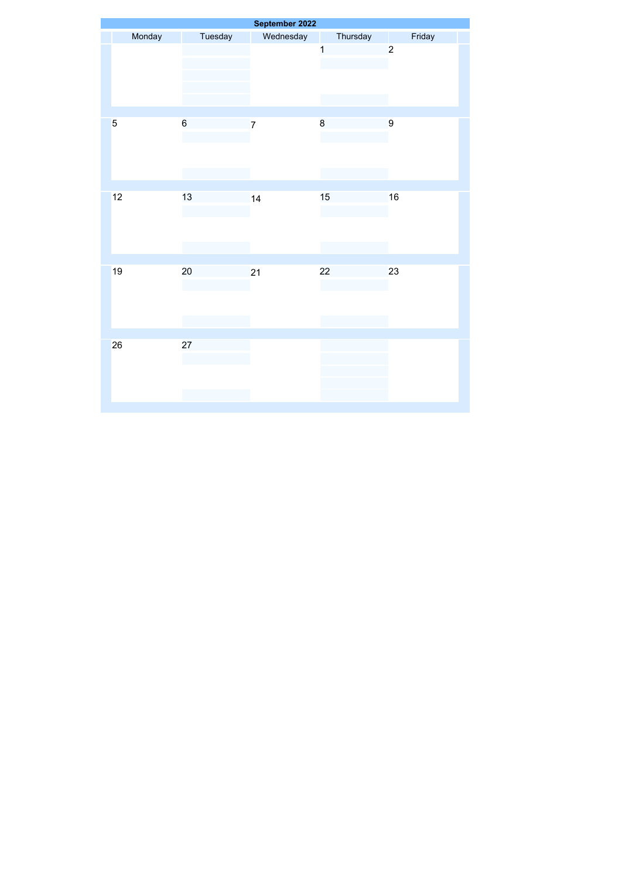| September 2022 | | | | |
| --- | --- | --- | --- | --- |
| Monday | Tuesday | Wednesday | Thursday | Friday |
| | | | 1 | 2 |
| 5 | 6 | 7 | 8 | 9 |
| 12 | 13 | 14 | 15 | 16 |
| 19 | 20 | 21 | 22 | 23 |
| 26 | 27 | | | |